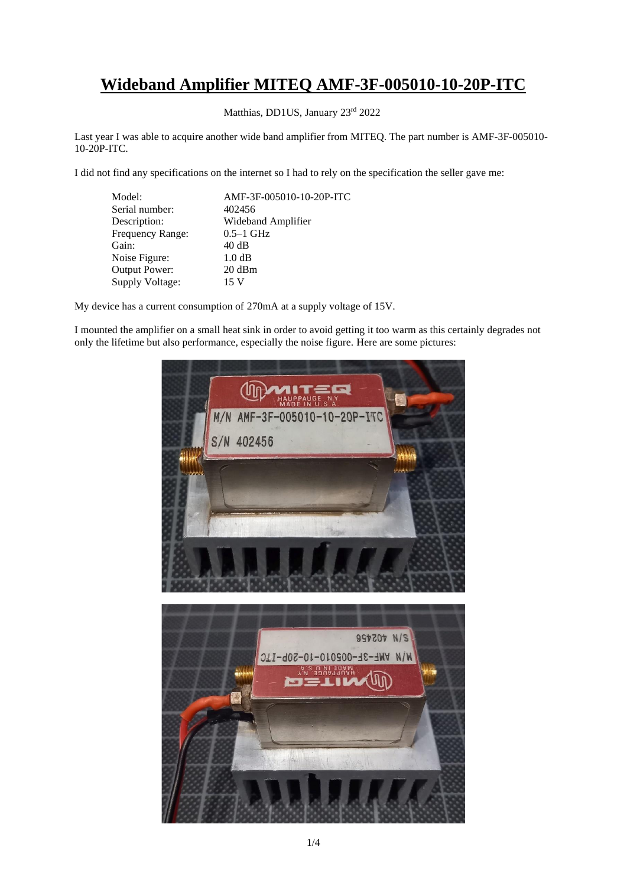# Wideband Amplifier MITEQ AMF-3F-005010-10-20P-ITC

Matthias, DD1US, January 23[rd] 2022

Last year I was able to acquire another wide band amplifier from MITEQ. The part number is AMF-3F-005010-10-20P-ITC.

I did not find any specifications on the internet so I had to rely on the specification the seller gave me:

| | |
|---|---|
| Model: | AMF-3F-005010-10-20P-ITC |
| Serial number: | 402456 |
| Description: | Wideband Amplifier |
| Frequency Range: | 0.5–1 GHz |
| Gain: | 40 dB |
| Noise Figure: | 1.0 dB |
| Output Power: | 20 dBm |
| Supply Voltage: | 15 V |

My device has a current consumption of 270mA at a supply voltage of 15V.

I mounted the amplifier on a small heat sink in order to avoid getting it too warm as this certainly degrades not only the lifetime but also performance, especially the noise figure. Here are some pictures: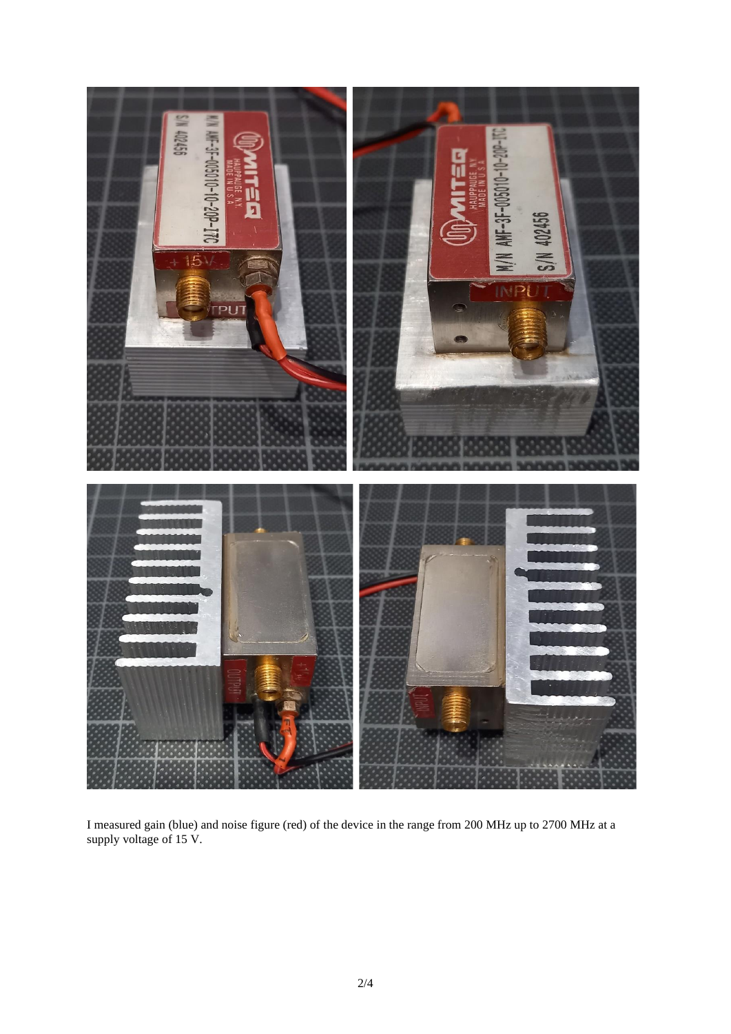I measured gain (blue) and noise figure (red) of the device in the range from 200 MHz up to 2700 MHz at a supply voltage of 15 V.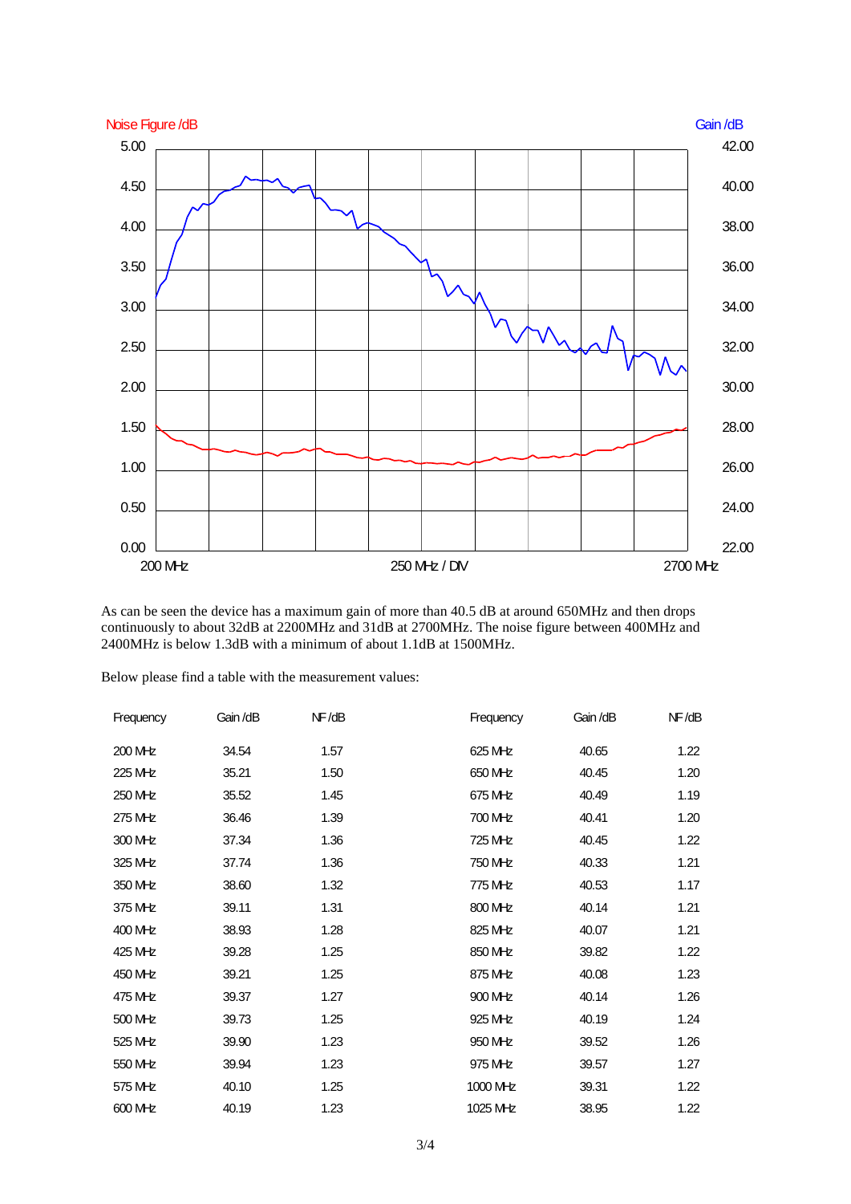Noise Figure /dB | Gain /dB

5.00 42.00
4.50 40.00
4.00 38.00
3.50 36.00
3.00 34.00
2.50 32.00
2.00 30.00
1.50 28.00
1.00 26.00
0.50 24.00
0.00 22.00

200 MHz 250 MHz / DIV 2700 MHz

As can be seen the device has a maximum gain of more than 40.5 dB at around 650MHz and then drops continuously to about 32dB at 2200MHz and 31dB at 2700MHz. The noise figure between 400MHz and 2400MHz is below 1.3dB with a minimum of about 1.1dB at 1500MHz.

Below please find a table with the measurement values:

| Frequency | Gain /dB | NF /dB | Frequency | Gain /dB | NF /dB |
|---|---|---|---|---|---|
| 200 MHz | 34.54 | 1.57 | 625 MHz | 40.65 | 1.22 |
| 225 MHz | 35.21 | 1.50 | 650 MHz | 40.45 | 1.20 |
| 250 MHz | 35.52 | 1.45 | 675 MHz | 40.49 | 1.19 |
| 275 MHz | 36.46 | 1.39 | 700 MHz | 40.41 | 1.20 |
| 300 MHz | 37.34 | 1.36 | 725 MHz | 40.45 | 1.22 |
| 325 MHz | 37.74 | 1.36 | 750 MHz | 40.33 | 1.21 |
| 350 MHz | 38.60 | 1.32 | 775 MHz | 40.53 | 1.17 |
| 375 MHz | 39.11 | 1.31 | 800 MHz | 40.14 | 1.21 |
| 400 MHz | 38.93 | 1.28 | 825 MHz | 40.07 | 1.21 |
| 425 MHz | 39.28 | 1.25 | 850 MHz | 39.82 | 1.22 |
| 450 MHz | 39.21 | 1.25 | 875 MHz | 40.08 | 1.23 |
| 475 MHz | 39.37 | 1.27 | 900 MHz | 40.14 | 1.26 |
| 500 MHz | 39.73 | 1.25 | 925 MHz | 40.19 | 1.24 |
| 525 MHz | 39.90 | 1.23 | 950 MHz | 39.52 | 1.26 |
| 550 MHz | 39.94 | 1.23 | 975 MHz | 39.57 | 1.27 |
| 575 MHz | 40.10 | 1.25 | 1000 MHz | 39.31 | 1.22 |
| 600 MHz | 40.19 | 1.23 | 1025 MHz | 38.95 | 1.22 |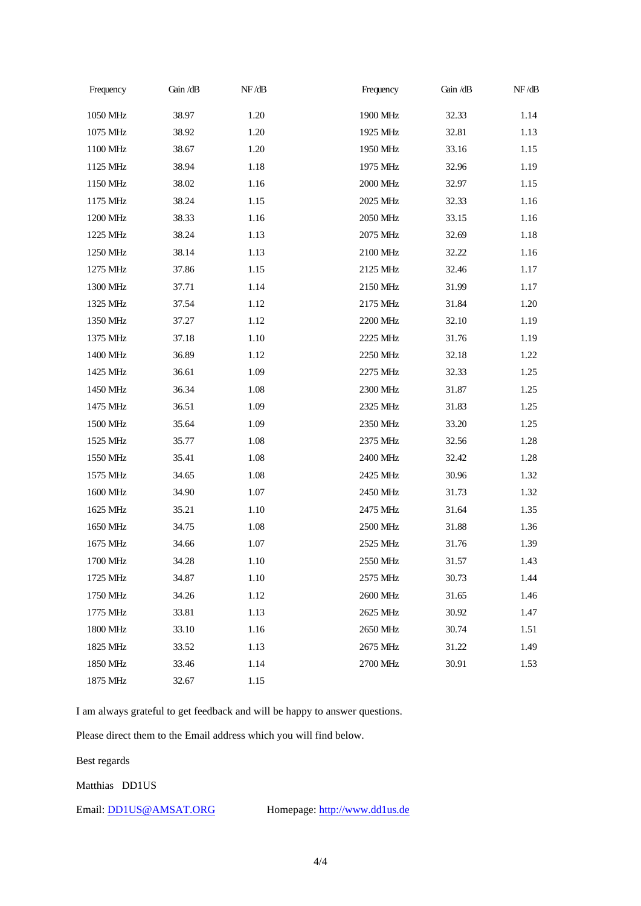| Frequency | Gain /dB | NF /dB | Frequency | Gain /dB | NF /dB |
|---|---|---|---|---|---|
| 1050 MHz | 38.97 | 1.20 | 1900 MHz | 32.33 | 1.14 |
| 1075 MHz | 38.92 | 1.20 | 1925 MHz | 32.81 | 1.13 |
| 1100 MHz | 38.67 | 1.20 | 1950 MHz | 33.16 | 1.15 |
| 1125 MHz | 38.94 | 1.18 | 1975 MHz | 32.96 | 1.19 |
| 1150 MHz | 38.02 | 1.16 | 2000 MHz | 32.97 | 1.15 |
| 1175 MHz | 38.24 | 1.15 | 2025 MHz | 32.33 | 1.16 |
| 1200 MHz | 38.33 | 1.16 | 2050 MHz | 33.15 | 1.16 |
| 1225 MHz | 38.24 | 1.13 | 2075 MHz | 32.69 | 1.18 |
| 1250 MHz | 38.14 | 1.13 | 2100 MHz | 32.22 | 1.16 |
| 1275 MHz | 37.86 | 1.15 | 2125 MHz | 32.46 | 1.17 |
| 1300 MHz | 37.71 | 1.14 | 2150 MHz | 31.99 | 1.17 |
| 1325 MHz | 37.54 | 1.12 | 2175 MHz | 31.84 | 1.20 |
| 1350 MHz | 37.27 | 1.12 | 2200 MHz | 32.10 | 1.19 |
| 1375 MHz | 37.18 | 1.10 | 2225 MHz | 31.76 | 1.19 |
| 1400 MHz | 36.89 | 1.12 | 2250 MHz | 32.18 | 1.22 |
| 1425 MHz | 36.61 | 1.09 | 2275 MHz | 32.33 | 1.25 |
| 1450 MHz | 36.34 | 1.08 | 2300 MHz | 31.87 | 1.25 |
| 1475 MHz | 36.51 | 1.09 | 2325 MHz | 31.83 | 1.25 |
| 1500 MHz | 35.64 | 1.09 | 2350 MHz | 33.20 | 1.25 |
| 1525 MHz | 35.77 | 1.08 | 2375 MHz | 32.56 | 1.28 |
| 1550 MHz | 35.41 | 1.08 | 2400 MHz | 32.42 | 1.28 |
| 1575 MHz | 34.65 | 1.08 | 2425 MHz | 30.96 | 1.32 |
| 1600 MHz | 34.90 | 1.07 | 2450 MHz | 31.73 | 1.32 |
| 1625 MHz | 35.21 | 1.10 | 2475 MHz | 31.64 | 1.35 |
| 1650 MHz | 34.75 | 1.08 | 2500 MHz | 31.88 | 1.36 |
| 1675 MHz | 34.66 | 1.07 | 2525 MHz | 31.76 | 1.39 |
| 1700 MHz | 34.28 | 1.10 | 2550 MHz | 31.57 | 1.43 |
| 1725 MHz | 34.87 | 1.10 | 2575 MHz | 30.73 | 1.44 |
| 1750 MHz | 34.26 | 1.12 | 2600 MHz | 31.65 | 1.46 |
| 1775 MHz | 33.81 | 1.13 | 2625 MHz | 30.92 | 1.47 |
| 1800 MHz | 33.10 | 1.16 | 2650 MHz | 30.74 | 1.51 |
| 1825 MHz | 33.52 | 1.13 | 2675 MHz | 31.22 | 1.49 |
| 1850 MHz | 33.46 | 1.14 | 2700 MHz | 30.91 | 1.53 |
| 1875 MHz | 32.67 | 1.15 | | | |

I am always grateful to get feedback and will be happy to answer questions.

Please direct them to the Email address which you will find below.

Best regards

Matthias DD1US

Email: [DD1US@AMSAT.ORG](mailto:DD1US@AMSAT.ORG) Homepage: [http://www.dd1us.de](http://www.dd1us.de)